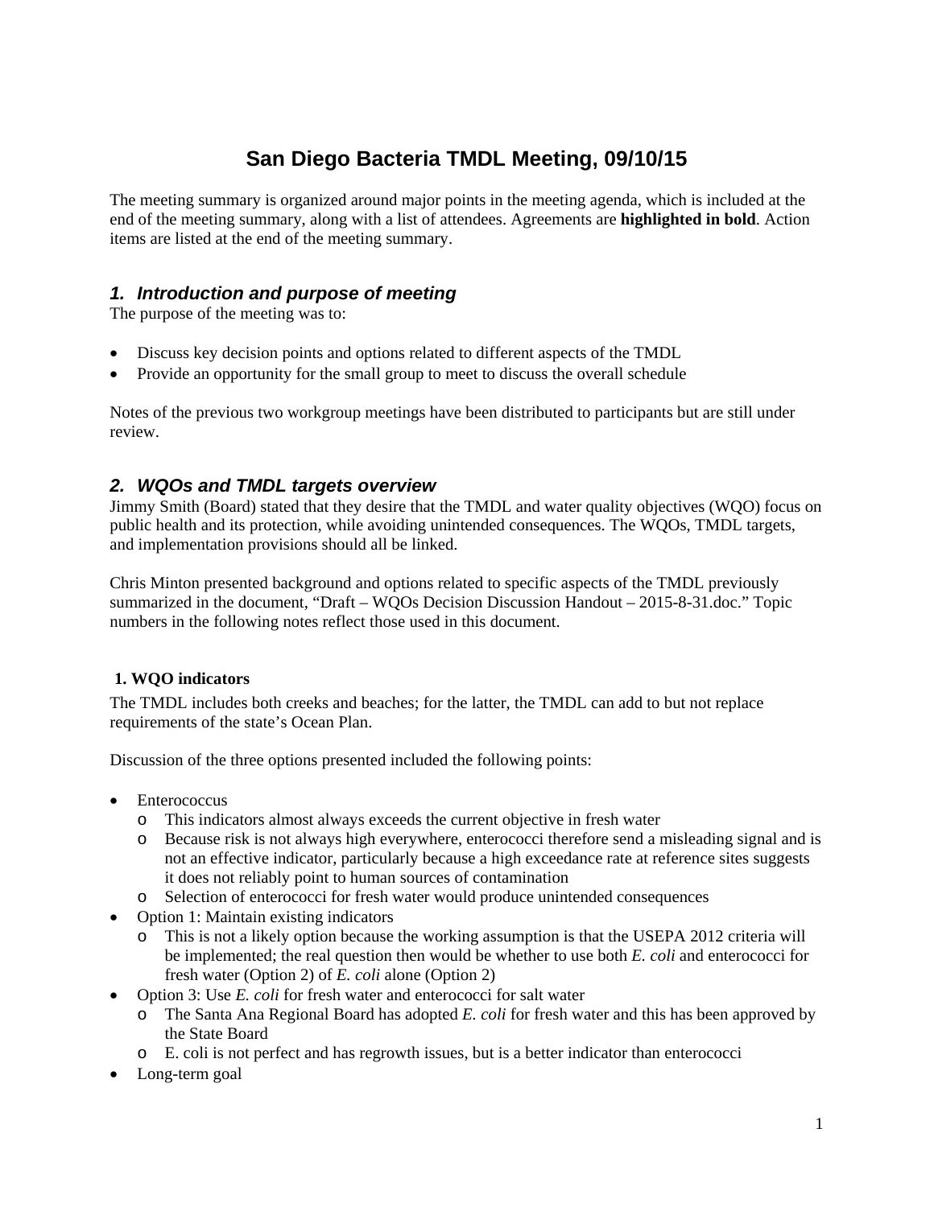# San Diego Bacteria TMDL Meeting, 09/10/15

The meeting summary is organized around major points in the meeting agenda, which is included at the end of the meeting summary, along with a list of attendees. Agreements are **highlighted in bold**. Action items are listed at the end of the meeting summary.

## *1. Introduction and purpose of meeting*

The purpose of the meeting was to:

- Discuss key decision points and options related to different aspects of the TMDL
- Provide an opportunity for the small group to meet to discuss the overall schedule

Notes of the previous two workgroup meetings have been distributed to participants but are still under review.

## *2. WQOs and TMDL targets overview*

Jimmy Smith (Board) stated that they desire that the TMDL and water quality objectives (WQO) focus on public health and its protection, while avoiding unintended consequences. The WQOs, TMDL targets, and implementation provisions should all be linked.

Chris Minton presented background and options related to specific aspects of the TMDL previously summarized in the document, "Draft – WQOs Decision Discussion Handout – 2015-8-31.doc." Topic numbers in the following notes reflect those used in this document.

### 1. WQO indicators

The TMDL includes both creeks and beaches; for the latter, the TMDL can add to but not replace requirements of the state's Ocean Plan.

Discussion of the three options presented included the following points:

- Enterococcus
  - This indicators almost always exceeds the current objective in fresh water
  - Because risk is not always high everywhere, enterococci therefore send a misleading signal and is not an effective indicator, particularly because a high exceedance rate at reference sites suggests it does not reliably point to human sources of contamination
  - Selection of enterococci for fresh water would produce unintended consequences
- Option 1: Maintain existing indicators
  - This is not a likely option because the working assumption is that the USEPA 2012 criteria will be implemented; the real question then would be whether to use both *E. coli* and enterococci for fresh water (Option 2) of *E. coli* alone (Option 2)
- Option 3: Use *E. coli* for fresh water and enterococci for salt water
  - The Santa Ana Regional Board has adopted *E. coli* for fresh water and this has been approved by the State Board
  - E. coli is not perfect and has regrowth issues, but is a better indicator than enterococci
- Long-term goal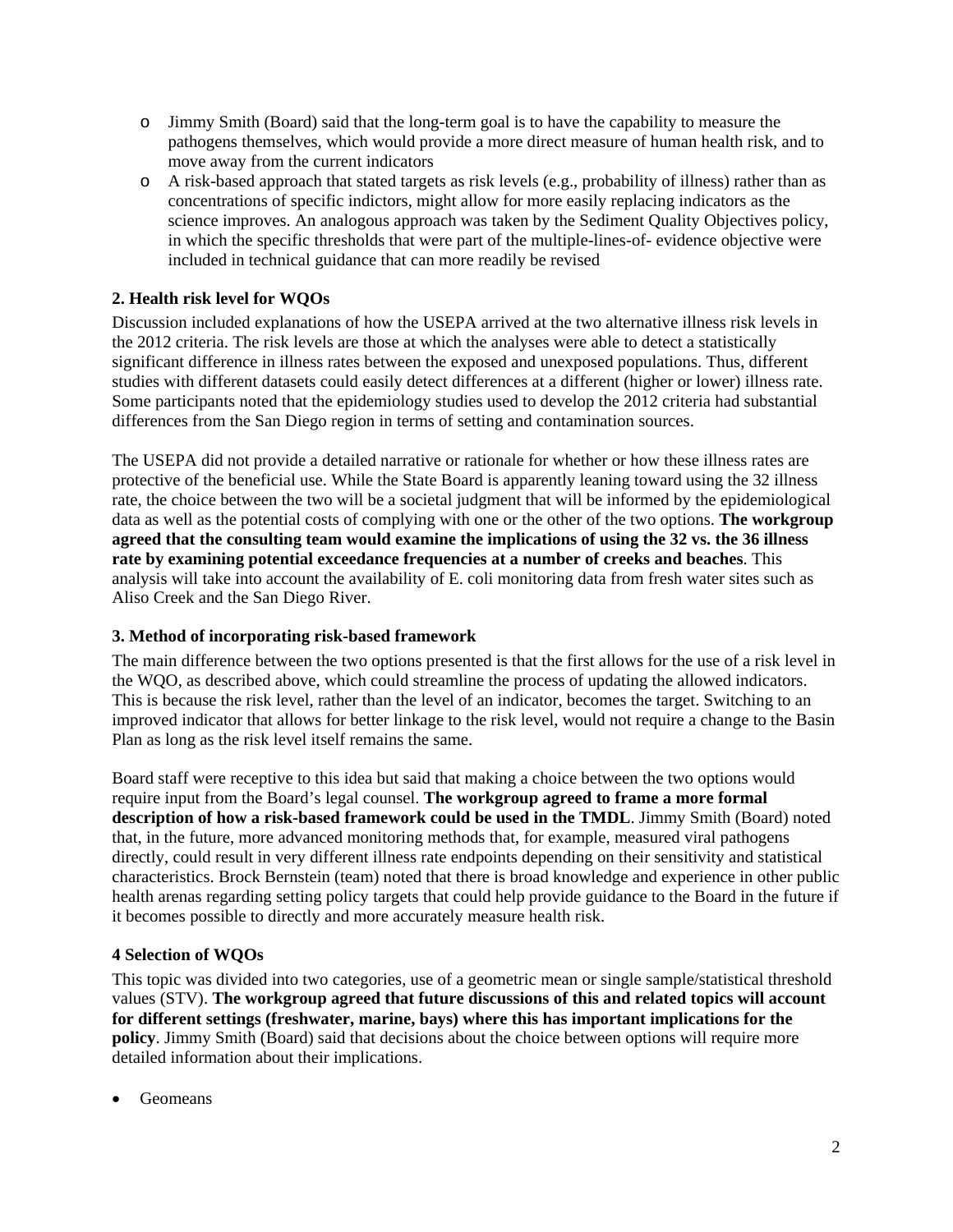- Jimmy Smith (Board) said that the long-term goal is to have the capability to measure the pathogens themselves, which would provide a more direct measure of human health risk, and to move away from the current indicators
- A risk-based approach that stated targets as risk levels (e.g., probability of illness) rather than as concentrations of specific indictors, might allow for more easily replacing indicators as the science improves. An analogous approach was taken by the Sediment Quality Objectives policy, in which the specific thresholds that were part of the multiple-lines-of- evidence objective were included in technical guidance that can more readily be revised

**2. Health risk level for WQOs**

Discussion included explanations of how the USEPA arrived at the two alternative illness risk levels in the 2012 criteria. The risk levels are those at which the analyses were able to detect a statistically significant difference in illness rates between the exposed and unexposed populations. Thus, different studies with different datasets could easily detect differences at a different (higher or lower) illness rate. Some participants noted that the epidemiology studies used to develop the 2012 criteria had substantial differences from the San Diego region in terms of setting and contamination sources.

The USEPA did not provide a detailed narrative or rationale for whether or how these illness rates are protective of the beneficial use. While the State Board is apparently leaning toward using the 32 illness rate, the choice between the two will be a societal judgment that will be informed by the epidemiological data as well as the potential costs of complying with one or the other of the two options. **The workgroup agreed that the consulting team would examine the implications of using the 32 vs. the 36 illness rate by examining potential exceedance frequencies at a number of creeks and beaches**. This analysis will take into account the availability of E. coli monitoring data from fresh water sites such as Aliso Creek and the San Diego River.

**3. Method of incorporating risk-based framework**

The main difference between the two options presented is that the first allows for the use of a risk level in the WQO, as described above, which could streamline the process of updating the allowed indicators. This is because the risk level, rather than the level of an indicator, becomes the target. Switching to an improved indicator that allows for better linkage to the risk level, would not require a change to the Basin Plan as long as the risk level itself remains the same.

Board staff were receptive to this idea but said that making a choice between the two options would require input from the Board's legal counsel. **The workgroup agreed to frame a more formal description of how a risk-based framework could be used in the TMDL**. Jimmy Smith (Board) noted that, in the future, more advanced monitoring methods that, for example, measured viral pathogens directly, could result in very different illness rate endpoints depending on their sensitivity and statistical characteristics. Brock Bernstein (team) noted that there is broad knowledge and experience in other public health arenas regarding setting policy targets that could help provide guidance to the Board in the future if it becomes possible to directly and more accurately measure health risk.

**4 Selection of WQOs**

This topic was divided into two categories, use of a geometric mean or single sample/statistical threshold values (STV). **The workgroup agreed that future discussions of this and related topics will account for different settings (freshwater, marine, bays) where this has important implications for the policy**. Jimmy Smith (Board) said that decisions about the choice between options will require more detailed information about their implications.

- Geomeans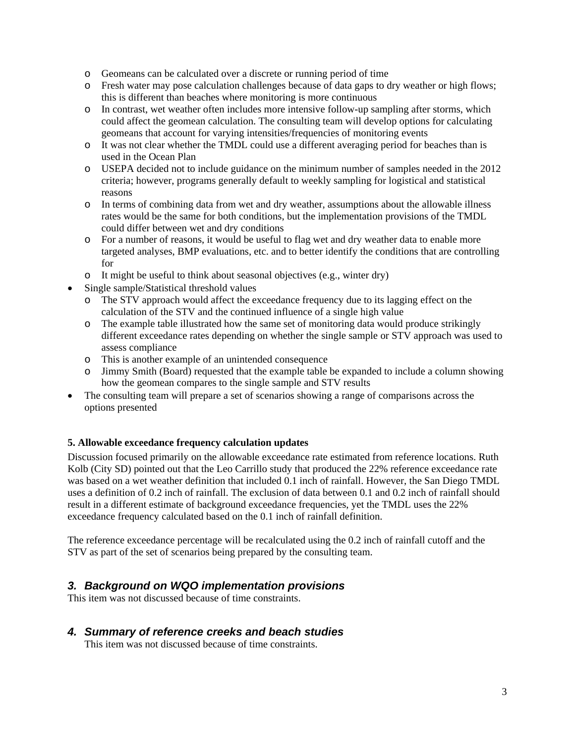- Geomeans can be calculated over a discrete or running period of time
  - Fresh water may pose calculation challenges because of data gaps to dry weather or high flows; this is different than beaches where monitoring is more continuous
  - In contrast, wet weather often includes more intensive follow-up sampling after storms, which could affect the geomean calculation. The consulting team will develop options for calculating geomeans that account for varying intensities/frequencies of monitoring events
  - It was not clear whether the TMDL could use a different averaging period for beaches than is used in the Ocean Plan
  - USEPA decided not to include guidance on the minimum number of samples needed in the 2012 criteria; however, programs generally default to weekly sampling for logistical and statistical reasons
  - In terms of combining data from wet and dry weather, assumptions about the allowable illness rates would be the same for both conditions, but the implementation provisions of the TMDL could differ between wet and dry conditions
  - For a number of reasons, it would be useful to flag wet and dry weather data to enable more targeted analyses, BMP evaluations, etc. and to better identify the conditions that are controlling for
  - It might be useful to think about seasonal objectives (e.g., winter dry)
- Single sample/Statistical threshold values
  - The STV approach would affect the exceedance frequency due to its lagging effect on the calculation of the STV and the continued influence of a single high value
  - The example table illustrated how the same set of monitoring data would produce strikingly different exceedance rates depending on whether the single sample or STV approach was used to assess compliance
  - This is another example of an unintended consequence
  - Jimmy Smith (Board) requested that the example table be expanded to include a column showing how the geomean compares to the single sample and STV results
- The consulting team will prepare a set of scenarios showing a range of comparisons across the options presented

**5. Allowable exceedance frequency calculation updates**

Discussion focused primarily on the allowable exceedance rate estimated from reference locations. Ruth Kolb (City SD) pointed out that the Leo Carrillo study that produced the 22% reference exceedance rate was based on a wet weather definition that included 0.1 inch of rainfall. However, the San Diego TMDL uses a definition of 0.2 inch of rainfall. The exclusion of data between 0.1 and 0.2 inch of rainfall should result in a different estimate of background exceedance frequencies, yet the TMDL uses the 22% exceedance frequency calculated based on the 0.1 inch of rainfall definition.

The reference exceedance percentage will be recalculated using the 0.2 inch of rainfall cutoff and the STV as part of the set of scenarios being prepared by the consulting team.

## *3. Background on WQO implementation provisions*

This item was not discussed because of time constraints.

## *4. Summary of reference creeks and beach studies*

This item was not discussed because of time constraints.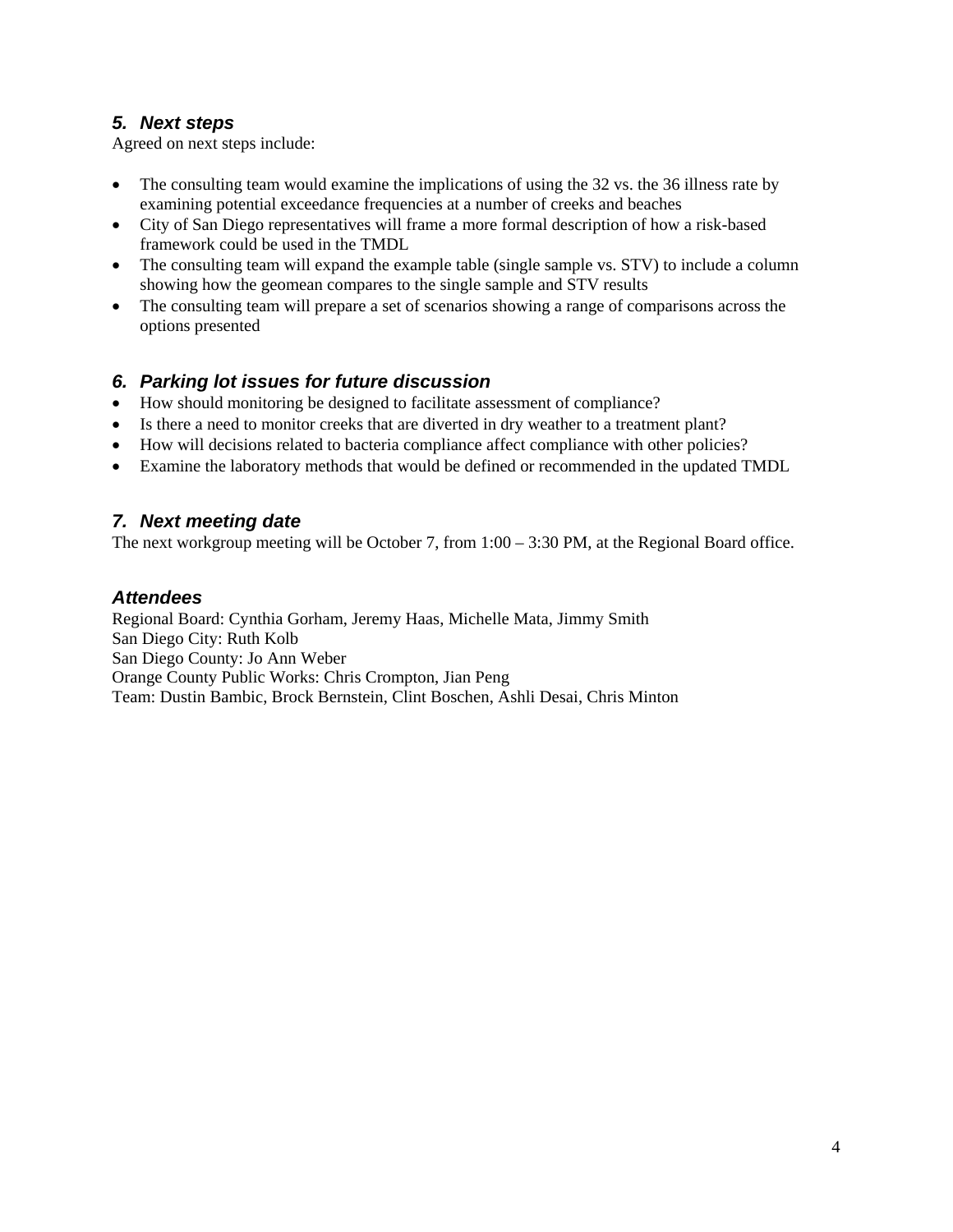### *5. Next steps*

Agreed on next steps include:

- The consulting team would examine the implications of using the 32 vs. the 36 illness rate by examining potential exceedance frequencies at a number of creeks and beaches
- City of San Diego representatives will frame a more formal description of how a risk-based framework could be used in the TMDL
- The consulting team will expand the example table (single sample vs. STV) to include a column showing how the geomean compares to the single sample and STV results
- The consulting team will prepare a set of scenarios showing a range of comparisons across the options presented

### *6. Parking lot issues for future discussion*

- How should monitoring be designed to facilitate assessment of compliance?
- Is there a need to monitor creeks that are diverted in dry weather to a treatment plant?
- How will decisions related to bacteria compliance affect compliance with other policies?
- Examine the laboratory methods that would be defined or recommended in the updated TMDL

### *7. Next meeting date*

The next workgroup meeting will be October 7, from 1:00 – 3:30 PM, at the Regional Board office.

### *Attendees*

Regional Board: Cynthia Gorham, Jeremy Haas, Michelle Mata, Jimmy Smith
San Diego City: Ruth Kolb
San Diego County: Jo Ann Weber
Orange County Public Works: Chris Crompton, Jian Peng
Team: Dustin Bambic, Brock Bernstein, Clint Boschen, Ashli Desai, Chris Minton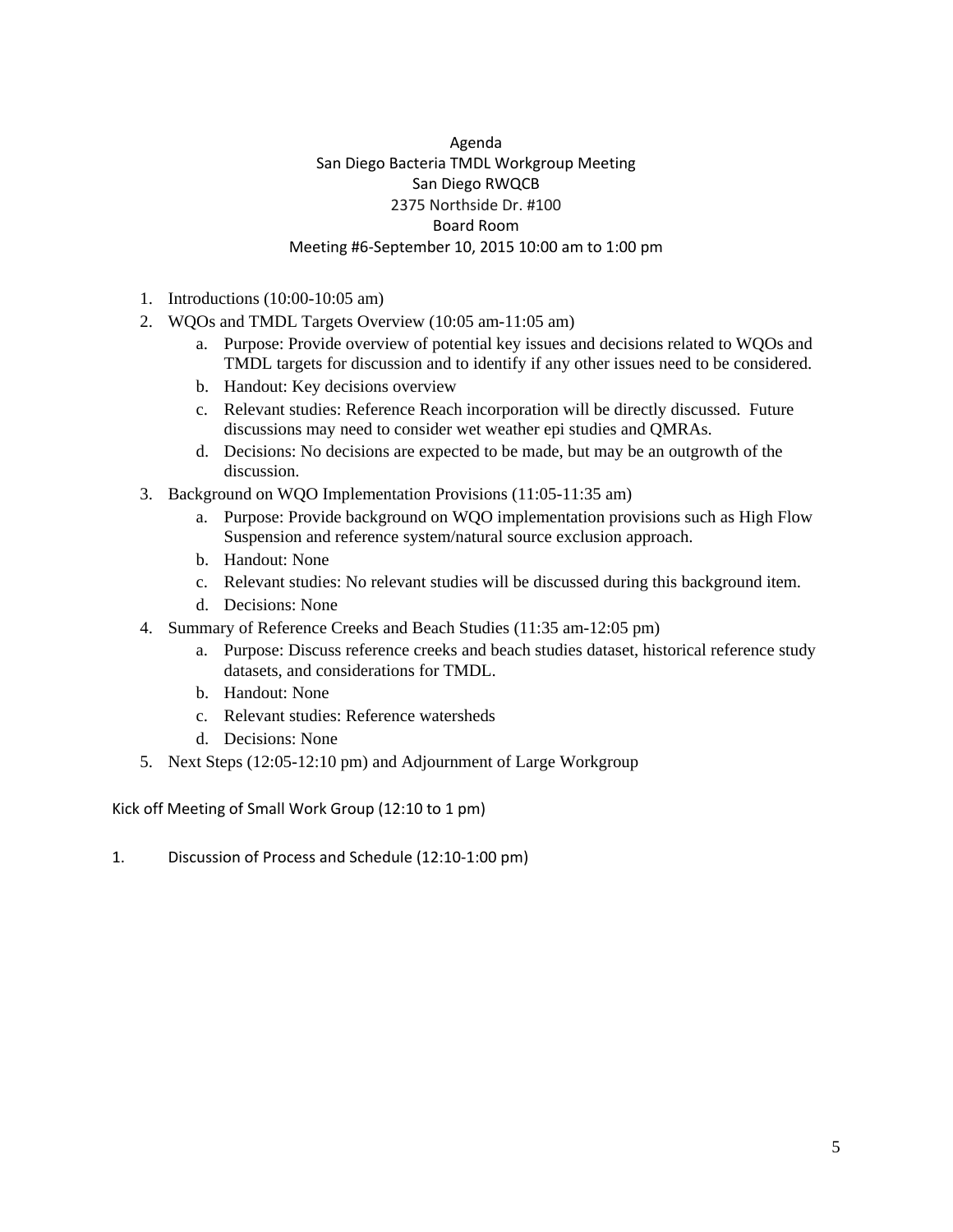# Agenda

## San Diego Bacteria TMDL Workgroup Meeting

San Diego RWQCB
2375 Northside Dr. #100
Board Room
Meeting #6-September 10, 2015 10:00 am to 1:00 pm

1. Introductions (10:00-10:05 am)
2. WQOs and TMDL Targets Overview (10:05 am-11:05 am)
    a. Purpose: Provide overview of potential key issues and decisions related to WQOs and TMDL targets for discussion and to identify if any other issues need to be considered.
    b. Handout: Key decisions overview
    c. Relevant studies: Reference Reach incorporation will be directly discussed. Future discussions may need to consider wet weather epi studies and QMRAs.
    d. Decisions: No decisions are expected to be made, but may be an outgrowth of the discussion.
3. Background on WQO Implementation Provisions (11:05-11:35 am)
    a. Purpose: Provide background on WQO implementation provisions such as High Flow Suspension and reference system/natural source exclusion approach.
    b. Handout: None
    c. Relevant studies: No relevant studies will be discussed during this background item.
    d. Decisions: None
4. Summary of Reference Creeks and Beach Studies (11:35 am-12:05 pm)
    a. Purpose: Discuss reference creeks and beach studies dataset, historical reference study datasets, and considerations for TMDL.
    b. Handout: None
    c. Relevant studies: Reference watersheds
    d. Decisions: None
5. Next Steps (12:05-12:10 pm) and Adjournment of Large Workgroup

Kick off Meeting of Small Work Group (12:10 to 1 pm)

1. Discussion of Process and Schedule (12:10-1:00 pm)